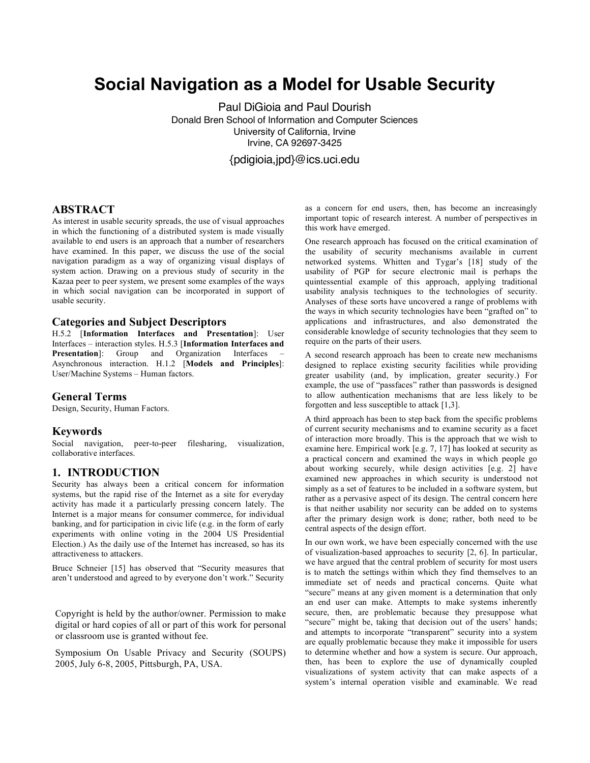# Social Navigation as a Model for Usable Security

Paul DiGioia and Paul Dourish
Donald Bren School of Information and Computer Sciences
University of California, Irvine
Irvine, CA 92697-3425

{pdigioia,jpd}@ics.uci.edu

## ABSTRACT

As interest in usable security spreads, the use of visual approaches in which the functioning of a distributed system is made visually available to end users is an approach that a number of researchers have examined. In this paper, we discuss the use of the social navigation paradigm as a way of organizing visual displays of system action. Drawing on a previous study of security in the Kazaa peer to peer system, we present some examples of the ways in which social navigation can be incorporated in support of usable security.

### Categories and Subject Descriptors

H.5.2 [**Information Interfaces and Presentation**]: User Interfaces – interaction styles. H.5.3 [**Information Interfaces and Presentation**]: Group and Organization Interfaces – Asynchronous interaction. H.1.2 [**Models and Principles**]: User/Machine Systems – Human factors.

### General Terms

Design, Security, Human Factors.

### Keywords

Social navigation, peer-to-peer filesharing, visualization, collaborative interfaces.

## 1. INTRODUCTION

Security has always been a critical concern for information systems, but the rapid rise of the Internet as a site for everyday activity has made it a particularly pressing concern lately. The Internet is a major means for consumer commerce, for individual banking, and for participation in civic life (e.g. in the form of early experiments with online voting in the 2004 US Presidential Election.) As the daily use of the Internet has increased, so has its attractiveness to attackers.

Bruce Schneier [15] has observed that "Security measures that aren't understood and agreed to by everyone don't work." Security as a concern for end users, then, has become an increasingly important topic of research interest. A number of perspectives in this work have emerged.

One research approach has focused on the critical examination of the usability of security mechanisms available in current networked systems. Whitten and Tygar's [18] study of the usability of PGP for secure electronic mail is perhaps the quintessential example of this approach, applying traditional usability analysis techniques to the technologies of security. Analyses of these sorts have uncovered a range of problems with the ways in which security technologies have been "grafted on" to applications and infrastructures, and also demonstrated the considerable knowledge of security technologies that they seem to require on the parts of their users.

A second research approach has been to create new mechanisms designed to replace existing security facilities while providing greater usability (and, by implication, greater security.) For example, the use of "passfaces" rather than passwords is designed to allow authentication mechanisms that are less likely to be forgotten and less susceptible to attack [1,3].

A third approach has been to step back from the specific problems of current security mechanisms and to examine security as a facet of interaction more broadly. This is the approach that we wish to examine here. Empirical work [e.g. 7, 17] has looked at security as a practical concern and examined the ways in which people go about working securely, while design activities [e.g. 2] have examined new approaches in which security is understood not simply as a set of features to be included in a software system, but rather as a pervasive aspect of its design. The central concern here is that neither usability nor security can be added on to systems after the primary design work is done; rather, both need to be central aspects of the design effort.

In our own work, we have been especially concerned with the use of visualization-based approaches to security [2, 6]. In particular, we have argued that the central problem of security for most users is to match the settings within which they find themselves to an immediate set of needs and practical concerns. Quite what "secure" means at any given moment is a determination that only an end user can make. Attempts to make systems inherently secure, then, are problematic because they presuppose what "secure" might be, taking that decision out of the users' hands; and attempts to incorporate "transparent" security into a system are equally problematic because they make it impossible for users to determine whether and how a system is secure. Our approach, then, has been to explore the use of dynamically coupled visualizations of system activity that can make aspects of a system's internal operation visible and examinable. We read

Copyright is held by the author/owner. Permission to make digital or hard copies of all or part of this work for personal or classroom use is granted without fee.

Symposium On Usable Privacy and Security (SOUPS) 2005, July 6-8, 2005, Pittsburgh, PA, USA.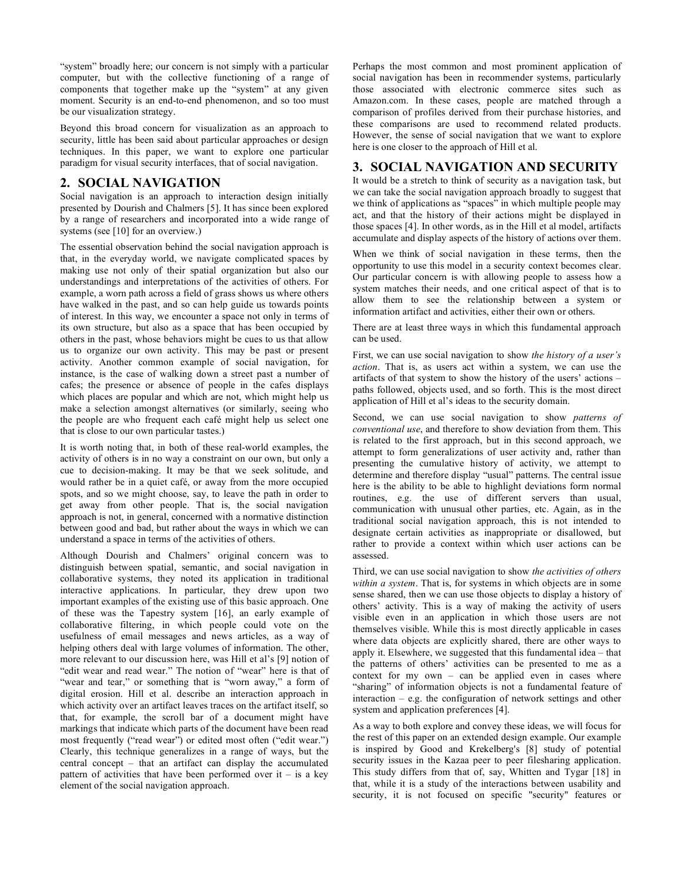"system" broadly here; our concern is not simply with a particular computer, but with the collective functioning of a range of components that together make up the "system" at any given moment. Security is an end-to-end phenomenon, and so too must be our visualization strategy.

Beyond this broad concern for visualization as an approach to security, little has been said about particular approaches or design techniques. In this paper, we want to explore one particular paradigm for visual security interfaces, that of social navigation.

## 2. SOCIAL NAVIGATION

Social navigation is an approach to interaction design initially presented by Dourish and Chalmers [5]. It has since been explored by a range of researchers and incorporated into a wide range of systems (see [10] for an overview.)

The essential observation behind the social navigation approach is that, in the everyday world, we navigate complicated spaces by making use not only of their spatial organization but also our understandings and interpretations of the activities of others. For example, a worn path across a field of grass shows us where others have walked in the past, and so can help guide us towards points of interest. In this way, we encounter a space not only in terms of its own structure, but also as a space that has been occupied by others in the past, whose behaviors might be cues to us that allow us to organize our own activity. This may be past or present activity. Another common example of social navigation, for instance, is the case of walking down a street past a number of cafes; the presence or absence of people in the cafes displays which places are popular and which are not, which might help us make a selection amongst alternatives (or similarly, seeing who the people are who frequent each café might help us select one that is close to our own particular tastes.)

It is worth noting that, in both of these real-world examples, the activity of others is in no way a constraint on our own, but only a cue to decision-making. It may be that we seek solitude, and would rather be in a quiet café, or away from the more occupied spots, and so we might choose, say, to leave the path in order to get away from other people. That is, the social navigation approach is not, in general, concerned with a normative distinction between good and bad, but rather about the ways in which we can understand a space in terms of the activities of others.

Although Dourish and Chalmers' original concern was to distinguish between spatial, semantic, and social navigation in collaborative systems, they noted its application in traditional interactive applications. In particular, they drew upon two important examples of the existing use of this basic approach. One of these was the Tapestry system [16], an early example of collaborative filtering, in which people could vote on the usefulness of email messages and news articles, as a way of helping others deal with large volumes of information. The other, more relevant to our discussion here, was Hill et al's [9] notion of "edit wear and read wear." The notion of "wear" here is that of "wear and tear," or something that is "worn away," a form of digital erosion. Hill et al. describe an interaction approach in which activity over an artifact leaves traces on the artifact itself, so that, for example, the scroll bar of a document might have markings that indicate which parts of the document have been read most frequently ("read wear") or edited most often ("edit wear.") Clearly, this technique generalizes in a range of ways, but the central concept – that an artifact can display the accumulated pattern of activities that have been performed over it – is a key element of the social navigation approach.

Perhaps the most common and most prominent application of social navigation has been in recommender systems, particularly those associated with electronic commerce sites such as Amazon.com. In these cases, people are matched through a comparison of profiles derived from their purchase histories, and these comparisons are used to recommend related products. However, the sense of social navigation that we want to explore here is one closer to the approach of Hill et al.

## 3. SOCIAL NAVIGATION AND SECURITY

It would be a stretch to think of security as a navigation task, but we can take the social navigation approach broadly to suggest that we think of applications as "spaces" in which multiple people may act, and that the history of their actions might be displayed in those spaces [4]. In other words, as in the Hill et al model, artifacts accumulate and display aspects of the history of actions over them.

When we think of social navigation in these terms, then the opportunity to use this model in a security context becomes clear. Our particular concern is with allowing people to assess how a system matches their needs, and one critical aspect of that is to allow them to see the relationship between a system or information artifact and activities, either their own or others.

There are at least three ways in which this fundamental approach can be used.

First, we can use social navigation to show *the history of a user's action*. That is, as users act within a system, we can use the artifacts of that system to show the history of the users' actions – paths followed, objects used, and so forth. This is the most direct application of Hill et al's ideas to the security domain.

Second, we can use social navigation to show *patterns of conventional use*, and therefore to show deviation from them. This is related to the first approach, but in this second approach, we attempt to form generalizations of user activity and, rather than presenting the cumulative history of activity, we attempt to determine and therefore display "usual" patterns. The central issue here is the ability to be able to highlight deviations form normal routines, e.g. the use of different servers than usual, communication with unusual other parties, etc. Again, as in the traditional social navigation approach, this is not intended to designate certain activities as inappropriate or disallowed, but rather to provide a context within which user actions can be assessed.

Third, we can use social navigation to show *the activities of others within a system*. That is, for systems in which objects are in some sense shared, then we can use those objects to display a history of others' activity. This is a way of making the activity of users visible even in an application in which those users are not themselves visible. While this is most directly applicable in cases where data objects are explicitly shared, there are other ways to apply it. Elsewhere, we suggested that this fundamental idea – that the patterns of others' activities can be presented to me as a context for my own – can be applied even in cases where "sharing" of information objects is not a fundamental feature of interaction – e.g. the configuration of network settings and other system and application preferences [4].

As a way to both explore and convey these ideas, we will focus for the rest of this paper on an extended design example. Our example is inspired by Good and Krekelberg's [8] study of potential security issues in the Kazaa peer to peer filesharing application. This study differs from that of, say, Whitten and Tygar [18] in that, while it is a study of the interactions between usability and security, it is not focused on specific "security" features or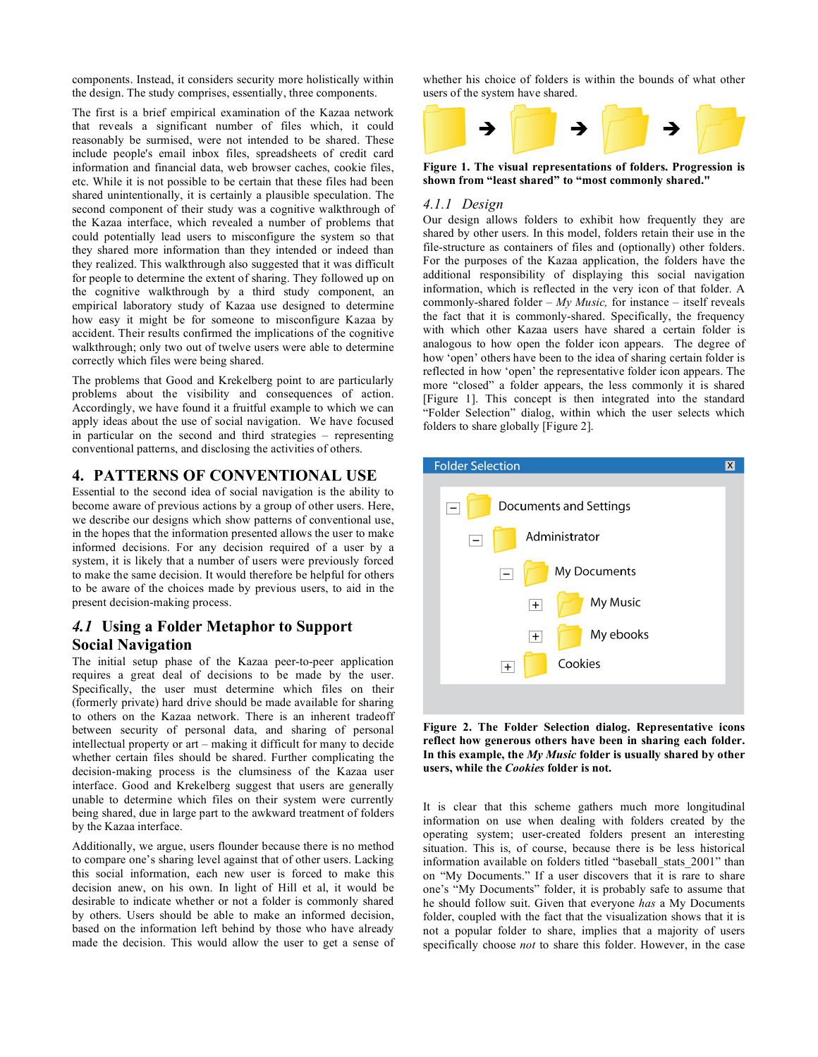components. Instead, it considers security more holistically within the design. The study comprises, essentially, three components.

The first is a brief empirical examination of the Kazaa network that reveals a significant number of files which, it could reasonably be surmised, were not intended to be shared. These include people's email inbox files, spreadsheets of credit card information and financial data, web browser caches, cookie files, etc. While it is not possible to be certain that these files had been shared unintentionally, it is certainly a plausible speculation. The second component of their study was a cognitive walkthrough of the Kazaa interface, which revealed a number of problems that could potentially lead users to misconfigure the system so that they shared more information than they intended or indeed than they realized. This walkthrough also suggested that it was difficult for people to determine the extent of sharing. They followed up on the cognitive walkthrough by a third study component, an empirical laboratory study of Kazaa use designed to determine how easy it might be for someone to misconfigure Kazaa by accident. Their results confirmed the implications of the cognitive walkthrough; only two out of twelve users were able to determine correctly which files were being shared.

The problems that Good and Krekelberg point to are particularly problems about the visibility and consequences of action. Accordingly, we have found it a fruitful example to which we can apply ideas about the use of social navigation. We have focused in particular on the second and third strategies – representing conventional patterns, and disclosing the activities of others.

## 4. PATTERNS OF CONVENTIONAL USE

Essential to the second idea of social navigation is the ability to become aware of previous actions by a group of other users. Here, we describe our designs which show patterns of conventional use, in the hopes that the information presented allows the user to make informed decisions. For any decision required of a user by a system, it is likely that a number of users were previously forced to make the same decision. It would therefore be helpful for others to be aware of the choices made by previous users, to aid in the present decision-making process.

### *4.1* Using a Folder Metaphor to Support Social Navigation

The initial setup phase of the Kazaa peer-to-peer application requires a great deal of decisions to be made by the user. Specifically, the user must determine which files on their (formerly private) hard drive should be made available for sharing to others on the Kazaa network. There is an inherent tradeoff between security of personal data, and sharing of personal intellectual property or art – making it difficult for many to decide whether certain files should be shared. Further complicating the decision-making process is the clumsiness of the Kazaa user interface. Good and Krekelberg suggest that users are generally unable to determine which files on their system were currently being shared, due in large part to the awkward treatment of folders by the Kazaa interface.

Additionally, we argue, users flounder because there is no method to compare one's sharing level against that of other users. Lacking this social information, each new user is forced to make this decision anew, on his own. In light of Hill et al, it would be desirable to indicate whether or not a folder is commonly shared by others. Users should be able to make an informed decision, based on the information left behind by those who have already made the decision. This would allow the user to get a sense of whether his choice of folders is within the bounds of what other users of the system have shared.

**Figure 1. The visual representations of folders. Progression is shown from "least shared" to "most commonly shared."**

#### *4.1.1 Design*

Our design allows folders to exhibit how frequently they are shared by other users. In this model, folders retain their use in the file-structure as containers of files and (optionally) other folders. For the purposes of the Kazaa application, the folders have the additional responsibility of displaying this social navigation information, which is reflected in the very icon of that folder. A commonly-shared folder – *My Music,* for instance – itself reveals the fact that it is commonly-shared. Specifically, the frequency with which other Kazaa users have shared a certain folder is analogous to how open the folder icon appears. The degree of how 'open' others have been to the idea of sharing certain folder is reflected in how 'open' the representative folder icon appears. The more "closed" a folder appears, the less commonly it is shared [Figure 1]. This concept is then integrated into the standard "Folder Selection" dialog, within which the user selects which folders to share globally [Figure 2].

Folder Selection

Documents and Settings
Administrator
My Documents
My Music
My ebooks
Cookies

**Figure 2. The Folder Selection dialog. Representative icons reflect how generous others have been in sharing each folder. In this example, the *My Music* folder is usually shared by other users, while the *Cookies* folder is not.**

It is clear that this scheme gathers much more longitudinal information on use when dealing with folders created by the operating system; user-created folders present an interesting situation. This is, of course, because there is be less historical information available on folders titled "baseball_stats_2001" than on "My Documents." If a user discovers that it is rare to share one's "My Documents" folder, it is probably safe to assume that he should follow suit. Given that everyone *has* a My Documents folder, coupled with the fact that the visualization shows that it is not a popular folder to share, implies that a majority of users specifically choose *not* to share this folder. However, in the case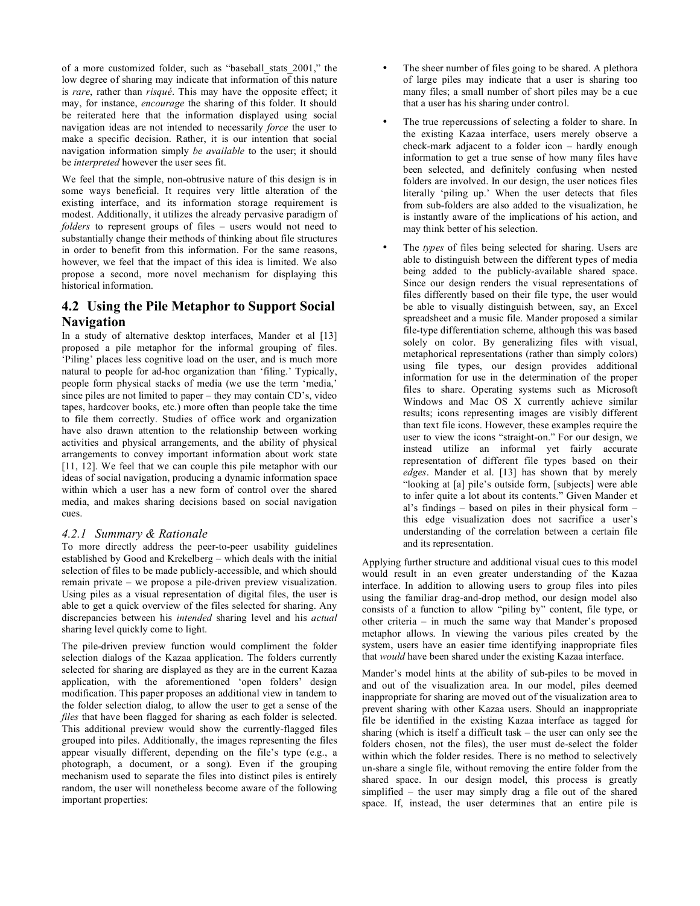of a more customized folder, such as "baseball_stats_2001," the low degree of sharing may indicate that information of this nature is *rare*, rather than *risqué*. This may have the opposite effect; it may, for instance, *encourage* the sharing of this folder. It should be reiterated here that the information displayed using social navigation ideas are not intended to necessarily *force* the user to make a specific decision. Rather, it is our intention that social navigation information simply *be available* to the user; it should be *interpreted* however the user sees fit.

We feel that the simple, non-obtrusive nature of this design is in some ways beneficial. It requires very little alteration of the existing interface, and its information storage requirement is modest. Additionally, it utilizes the already pervasive paradigm of *folders* to represent groups of files – users would not need to substantially change their methods of thinking about file structures in order to benefit from this information. For the same reasons, however, we feel that the impact of this idea is limited. We also propose a second, more novel mechanism for displaying this historical information.

## 4.2 Using the Pile Metaphor to Support Social Navigation

In a study of alternative desktop interfaces, Mander et al [13] proposed a pile metaphor for the informal grouping of files. 'Piling' places less cognitive load on the user, and is much more natural to people for ad-hoc organization than 'filing.' Typically, people form physical stacks of media (we use the term 'media,' since piles are not limited to paper – they may contain CD's, video tapes, hardcover books, etc.) more often than people take the time to file them correctly. Studies of office work and organization have also drawn attention to the relationship between working activities and physical arrangements, and the ability of physical arrangements to convey important information about work state [11, 12]. We feel that we can couple this pile metaphor with our ideas of social navigation, producing a dynamic information space within which a user has a new form of control over the shared media, and makes sharing decisions based on social navigation cues.

### *4.2.1 Summary & Rationale*

To more directly address the peer-to-peer usability guidelines established by Good and Krekelberg – which deals with the initial selection of files to be made publicly-accessible, and which should remain private – we propose a pile-driven preview visualization. Using piles as a visual representation of digital files, the user is able to get a quick overview of the files selected for sharing. Any discrepancies between his *intended* sharing level and his *actual* sharing level quickly come to light.

The pile-driven preview function would compliment the folder selection dialogs of the Kazaa application. The folders currently selected for sharing are displayed as they are in the current Kazaa application, with the aforementioned 'open folders' design modification. This paper proposes an additional view in tandem to the folder selection dialog, to allow the user to get a sense of the *files* that have been flagged for sharing as each folder is selected. This additional preview would show the currently-flagged files grouped into piles. Additionally, the images representing the files appear visually different, depending on the file's type (e.g., a photograph, a document, or a song). Even if the grouping mechanism used to separate the files into distinct piles is entirely random, the user will nonetheless become aware of the following important properties:

- The sheer number of files going to be shared. A plethora of large piles may indicate that a user is sharing too many files; a small number of short piles may be a cue that a user has his sharing under control.
- The true repercussions of selecting a folder to share. In the existing Kazaa interface, users merely observe a check-mark adjacent to a folder icon – hardly enough information to get a true sense of how many files have been selected, and definitely confusing when nested folders are involved. In our design, the user notices files literally 'piling up.' When the user detects that files from sub-folders are also added to the visualization, he is instantly aware of the implications of his action, and may think better of his selection.
- The *types* of files being selected for sharing. Users are able to distinguish between the different types of media being added to the publicly-available shared space. Since our design renders the visual representations of files differently based on their file type, the user would be able to visually distinguish between, say, an Excel spreadsheet and a music file. Mander proposed a similar file-type differentiation scheme, although this was based solely on color. By generalizing files with visual, metaphorical representations (rather than simply colors) using file types, our design provides additional information for use in the determination of the proper files to share. Operating systems such as Microsoft Windows and Mac OS X currently achieve similar results; icons representing images are visibly different than text file icons. However, these examples require the user to view the icons "straight-on." For our design, we instead utilize an informal yet fairly accurate representation of different file types based on their *edges*. Mander et al. [13] has shown that by merely "looking at [a] pile's outside form, [subjects] were able to infer quite a lot about its contents." Given Mander et al's findings – based on piles in their physical form – this edge visualization does not sacrifice a user's understanding of the correlation between a certain file and its representation.

Applying further structure and additional visual cues to this model would result in an even greater understanding of the Kazaa interface. In addition to allowing users to group files into piles using the familiar drag-and-drop method, our design model also consists of a function to allow "piling by" content, file type, or other criteria – in much the same way that Mander's proposed metaphor allows. In viewing the various piles created by the system, users have an easier time identifying inappropriate files that *would* have been shared under the existing Kazaa interface.

Mander's model hints at the ability of sub-piles to be moved in and out of the visualization area. In our model, piles deemed inappropriate for sharing are moved out of the visualization area to prevent sharing with other Kazaa users. Should an inappropriate file be identified in the existing Kazaa interface as tagged for sharing (which is itself a difficult task – the user can only see the folders chosen, not the files), the user must de-select the folder within which the folder resides. There is no method to selectively un-share a single file, without removing the entire folder from the shared space. In our design model, this process is greatly simplified – the user may simply drag a file out of the shared space. If, instead, the user determines that an entire pile is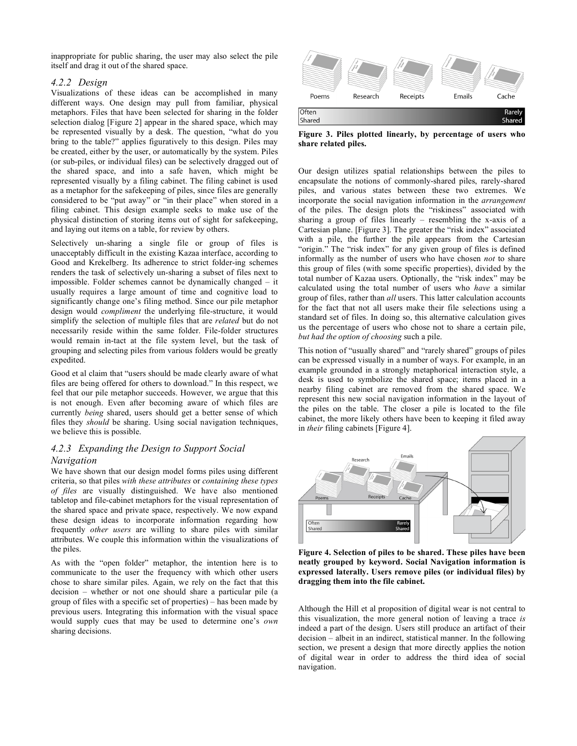inappropriate for public sharing, the user may also select the pile itself and drag it out of the shared space.

### 4.2.2 Design

Visualizations of these ideas can be accomplished in many different ways. One design may pull from familiar, physical metaphors. Files that have been selected for sharing in the folder selection dialog [Figure 2] appear in the shared space, which may be represented visually by a desk. The question, "what do you bring to the table?" applies figuratively to this design. Piles may be created, either by the user, or automatically by the system. Piles (or sub-piles, or individual files) can be selectively dragged out of the shared space, and into a safe haven, which might be represented visually by a filing cabinet. The filing cabinet is used as a metaphor for the safekeeping of piles, since files are generally considered to be "put away" or "in their place" when stored in a filing cabinet. This design example seeks to make use of the physical distinction of storing items out of sight for safekeeping, and laying out items on a table, for review by others.

Selectively un-sharing a single file or group of files is unacceptably difficult in the existing Kazaa interface, according to Good and Krekelberg. Its adherence to strict folder-ing schemes renders the task of selectively un-sharing a subset of files next to impossible. Folder schemes cannot be dynamically changed – it usually requires a large amount of time and cognitive load to significantly change one's filing method. Since our pile metaphor design would *compliment* the underlying file-structure, it would simplify the selection of multiple files that are *related* but do not necessarily reside within the same folder. File-folder structures would remain in-tact at the file system level, but the task of grouping and selecting piles from various folders would be greatly expedited.

Good et al claim that "users should be made clearly aware of what files are being offered for others to download." In this respect, we feel that our pile metaphor succeeds. However, we argue that this is not enough. Even after becoming aware of which files are currently *being* shared, users should get a better sense of which files they *should* be sharing. Using social navigation techniques, we believe this is possible.

### 4.2.3 Expanding the Design to Support Social Navigation

We have shown that our design model forms piles using different criteria, so that piles *with these attributes* or *containing these types of files* are visually distinguished. We have also mentioned tabletop and file-cabinet metaphors for the visual representation of the shared space and private space, respectively. We now expand these design ideas to incorporate information regarding how frequently *other users* are willing to share piles with similar attributes. We couple this information within the visualizations of the piles.

As with the "open folder" metaphor, the intention here is to communicate to the user the frequency with which other users chose to share similar piles. Again, we rely on the fact that this decision – whether or not one should share a particular pile (a group of files with a specific set of properties) – has been made by previous users. Integrating this information with the visual space would supply cues that may be used to determine one's *own* sharing decisions.

Poems
Research
Receipts
Emails
Cache
Often Shared
Rarely Shared

**Figure 3. Piles plotted linearly, by percentage of users who share related piles.**

Our design utilizes spatial relationships between the piles to encapsulate the notions of commonly-shared piles, rarely-shared piles, and various states between these two extremes. We incorporate the social navigation information in the *arrangement* of the piles. The design plots the "riskiness" associated with sharing a group of files linearly – resembling the x-axis of a Cartesian plane. [Figure 3]. The greater the "risk index" associated with a pile, the further the pile appears from the Cartesian "origin." The "risk index" for any given group of files is defined informally as the number of users who have chosen *not* to share this group of files (with some specific properties), divided by the total number of Kazaa users. Optionally, the "risk index" may be calculated using the total number of users who *have* a similar group of files, rather than *all* users. This latter calculation accounts for the fact that not all users make their file selections using a standard set of files. In doing so, this alternative calculation gives us the percentage of users who chose not to share a certain pile, *but had the option of choosing* such a pile.

This notion of "usually shared" and "rarely shared" groups of piles can be expressed visually in a number of ways. For example, in an example grounded in a strongly metaphorical interaction style, a desk is used to symbolize the shared space; items placed in a nearby filing cabinet are removed from the shared space. We represent this new social navigation information in the layout of the piles on the table. The closer a pile is located to the file cabinet, the more likely others have been to keeping it filed away in *their* filing cabinets [Figure 4].

Research
Emails
Poems
Receipts
Cache
Often Shared
Rarely Shared

**Figure 4. Selection of piles to be shared. These piles have been neatly grouped by keyword. Social Navigation information is expressed laterally. Users remove piles (or individual files) by dragging them into the file cabinet.**

Although the Hill et al proposition of digital wear is not central to this visualization, the more general notion of leaving a trace *is* indeed a part of the design. Users still produce an artifact of their decision – albeit in an indirect, statistical manner. In the following section, we present a design that more directly applies the notion of digital wear in order to address the third idea of social navigation.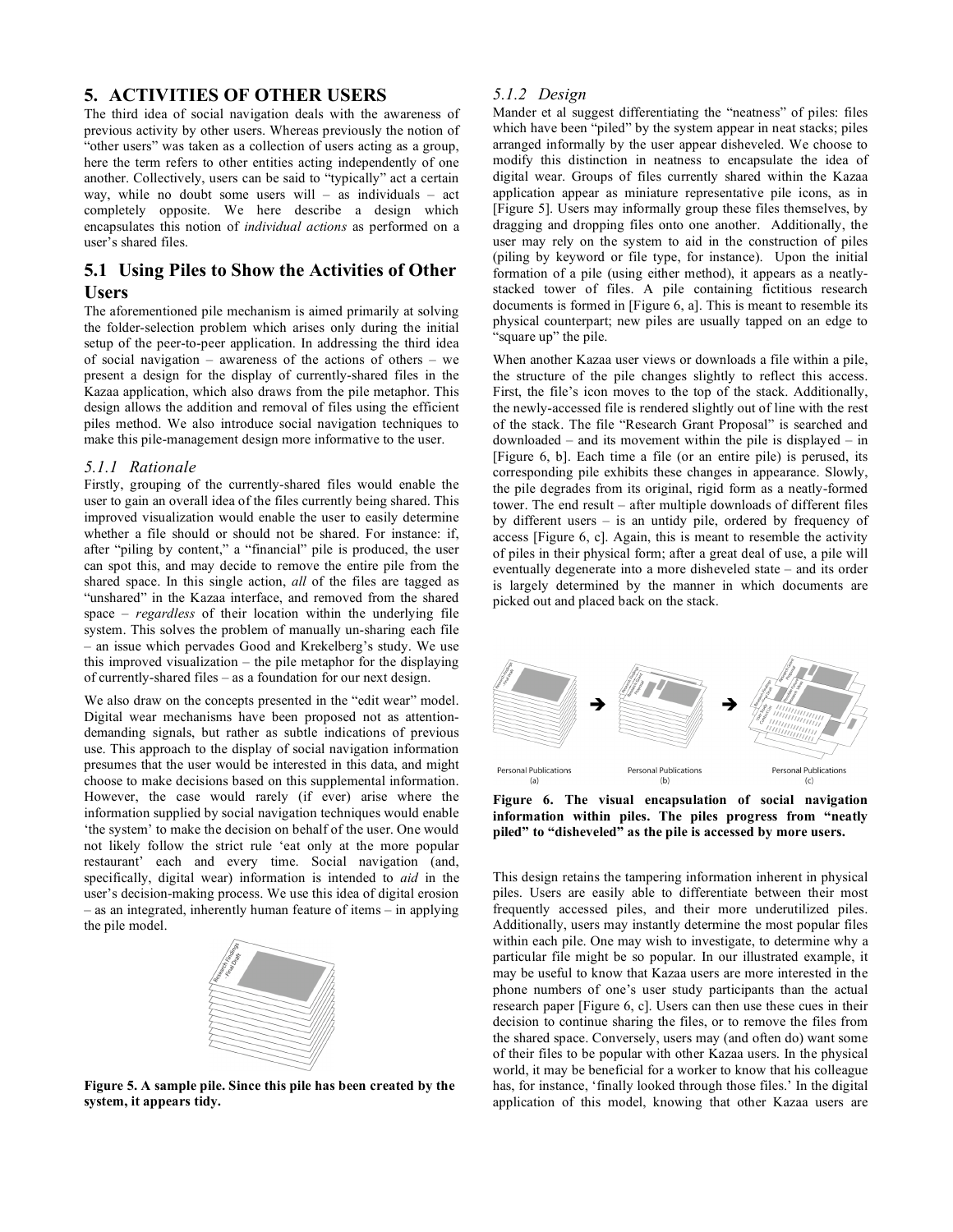# 5. ACTIVITIES OF OTHER USERS

The third idea of social navigation deals with the awareness of previous activity by other users. Whereas previously the notion of "other users" was taken as a collection of users acting as a group, here the term refers to other entities acting independently of one another. Collectively, users can be said to "typically" act a certain way, while no doubt some users will – as individuals – act completely opposite. We here describe a design which encapsulates this notion of *individual actions* as performed on a user's shared files.

## 5.1 Using Piles to Show the Activities of Other Users

The aforementioned pile mechanism is aimed primarily at solving the folder-selection problem which arises only during the initial setup of the peer-to-peer application. In addressing the third idea of social navigation – awareness of the actions of others – we present a design for the display of currently-shared files in the Kazaa application, which also draws from the pile metaphor. This design allows the addition and removal of files using the efficient piles method. We also introduce social navigation techniques to make this pile-management design more informative to the user.

### 5.1.1 Rationale

Firstly, grouping of the currently-shared files would enable the user to gain an overall idea of the files currently being shared. This improved visualization would enable the user to easily determine whether a file should or should not be shared. For instance: if, after "piling by content," a "financial" pile is produced, the user can spot this, and may decide to remove the entire pile from the shared space. In this single action, *all* of the files are tagged as "unshared" in the Kazaa interface, and removed from the shared space – *regardless* of their location within the underlying file system. This solves the problem of manually un-sharing each file – an issue which pervades Good and Krekelberg's study. We use this improved visualization – the pile metaphor for the displaying of currently-shared files – as a foundation for our next design.

We also draw on the concepts presented in the "edit wear" model. Digital wear mechanisms have been proposed not as attention-demanding signals, but rather as subtle indications of previous use. This approach to the display of social navigation information presumes that the user would be interested in this data, and might choose to make decisions based on this supplemental information. However, the case would rarely (if ever) arise where the information supplied by social navigation techniques would enable 'the system' to make the decision on behalf of the user. One would not likely follow the strict rule 'eat only at the more popular restaurant' each and every time. Social navigation (and, specifically, digital wear) information is intended to *aid* in the user's decision-making process. We use this idea of digital erosion – as an integrated, inherently human feature of items – in applying the pile model.

Research Findings Final Draft

**Figure 5. A sample pile. Since this pile has been created by the system, it appears tidy.**

### 5.1.2 Design

Mander et al suggest differentiating the "neatness" of piles: files which have been "piled" by the system appear in neat stacks; piles arranged informally by the user appear disheveled. We choose to modify this distinction in neatness to encapsulate the idea of digital wear. Groups of files currently shared within the Kazaa application appear as miniature representative pile icons, as in [Figure 5]. Users may informally group these files themselves, by dragging and dropping files onto one another. Additionally, the user may rely on the system to aid in the construction of piles (piling by keyword or file type, for instance). Upon the initial formation of a pile (using either method), it appears as a neatly-stacked tower of files. A pile containing fictitious research documents is formed in [Figure 6, a]. This is meant to resemble its physical counterpart; new piles are usually tapped on an edge to "square up" the pile.

When another Kazaa user views or downloads a file within a pile, the structure of the pile changes slightly to reflect this access. First, the file's icon moves to the top of the stack. Additionally, the newly-accessed file is rendered slightly out of line with the rest of the stack. The file "Research Grant Proposal" is searched and downloaded – and its movement within the pile is displayed – in [Figure 6, b]. Each time a file (or an entire pile) is perused, its corresponding pile exhibits these changes in appearance. Slowly, the pile degrades from its original, rigid form as a neatly-formed tower. The end result – after multiple downloads of different files by different users – is an untidy pile, ordered by frequency of access [Figure 6, c]. Again, this is meant to resemble the activity of piles in their physical form; after a great deal of use, a pile will eventually degenerate into a more disheveled state – and its order is largely determined by the manner in which documents are picked out and placed back on the stack.

Personal Publications (a)

Personal Publications (b)

Personal Publications (c)

**Figure 6. The visual encapsulation of social navigation information within piles. The piles progress from "neatly piled" to "disheveled" as the pile is accessed by more users.**

This design retains the tampering information inherent in physical piles. Users are easily able to differentiate between their most frequently accessed piles, and their more underutilized piles. Additionally, users may instantly determine the most popular files within each pile. One may wish to investigate, to determine why a particular file might be so popular. In our illustrated example, it may be useful to know that Kazaa users are more interested in the phone numbers of one's user study participants than the actual research paper [Figure 6, c]. Users can then use these cues in their decision to continue sharing the files, or to remove the files from the shared space. Conversely, users may (and often do) want some of their files to be popular with other Kazaa users. In the physical world, it may be beneficial for a worker to know that his colleague has, for instance, 'finally looked through those files.' In the digital application of this model, knowing that other Kazaa users are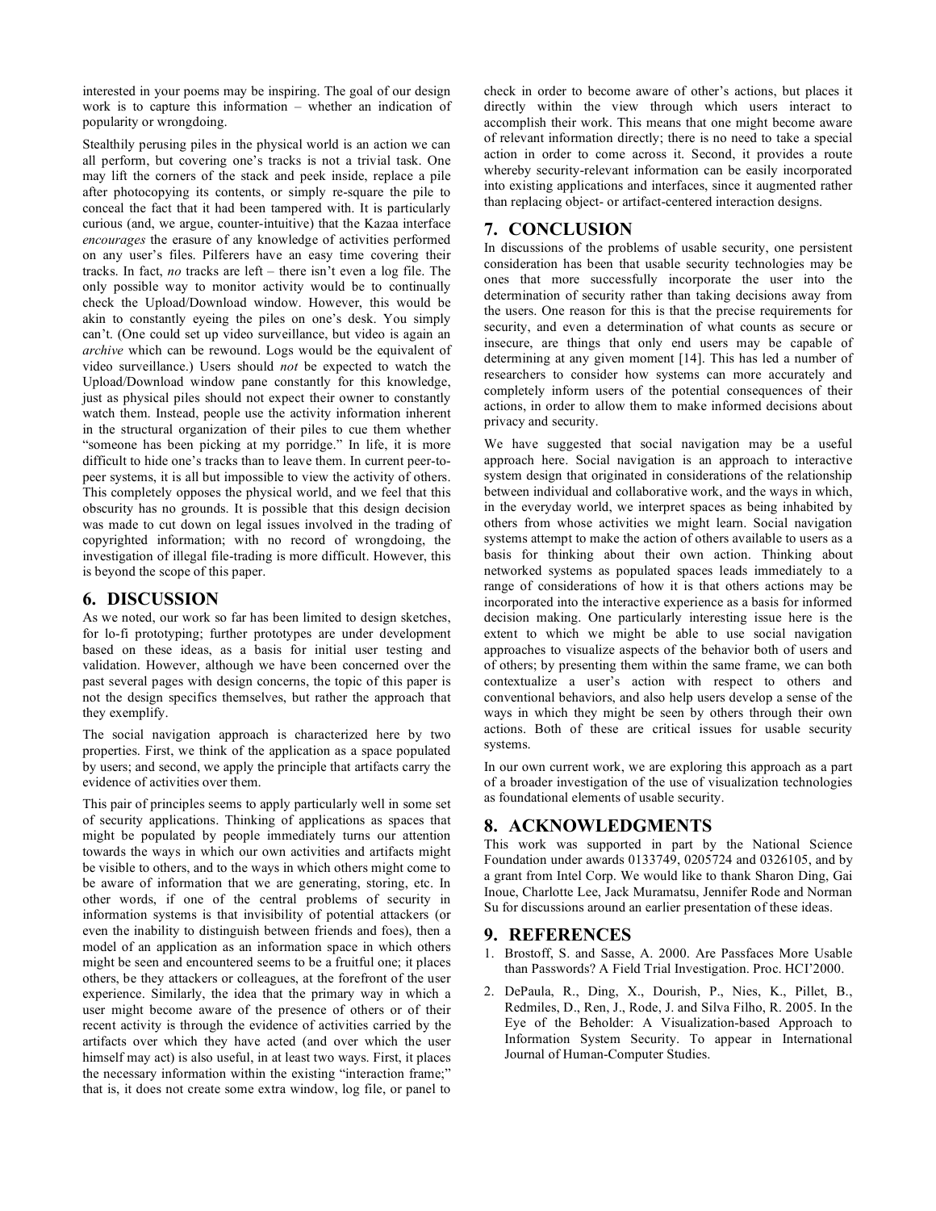interested in your poems may be inspiring. The goal of our design work is to capture this information – whether an indication of popularity or wrongdoing.

Stealthily perusing piles in the physical world is an action we can all perform, but covering one's tracks is not a trivial task. One may lift the corners of the stack and peek inside, replace a pile after photocopying its contents, or simply re-square the pile to conceal the fact that it had been tampered with. It is particularly curious (and, we argue, counter-intuitive) that the Kazaa interface *encourages* the erasure of any knowledge of activities performed on any user's files. Pilferers have an easy time covering their tracks. In fact, *no* tracks are left – there isn't even a log file. The only possible way to monitor activity would be to continually check the Upload/Download window. However, this would be akin to constantly eyeing the piles on one's desk. You simply can't. (One could set up video surveillance, but video is again an *archive* which can be rewound. Logs would be the equivalent of video surveillance.) Users should *not* be expected to watch the Upload/Download window pane constantly for this knowledge, just as physical piles should not expect their owner to constantly watch them. Instead, people use the activity information inherent in the structural organization of their piles to cue them whether "someone has been picking at my porridge." In life, it is more difficult to hide one's tracks than to leave them. In current peer-to-peer systems, it is all but impossible to view the activity of others. This completely opposes the physical world, and we feel that this obscurity has no grounds. It is possible that this design decision was made to cut down on legal issues involved in the trading of copyrighted information; with no record of wrongdoing, the investigation of illegal file-trading is more difficult. However, this is beyond the scope of this paper.

## 6. DISCUSSION

As we noted, our work so far has been limited to design sketches, for lo-fi prototyping; further prototypes are under development based on these ideas, as a basis for initial user testing and validation. However, although we have been concerned over the past several pages with design concerns, the topic of this paper is not the design specifics themselves, but rather the approach that they exemplify.

The social navigation approach is characterized here by two properties. First, we think of the application as a space populated by users; and second, we apply the principle that artifacts carry the evidence of activities over them.

This pair of principles seems to apply particularly well in some set of security applications. Thinking of applications as spaces that might be populated by people immediately turns our attention towards the ways in which our own activities and artifacts might be visible to others, and to the ways in which others might come to be aware of information that we are generating, storing, etc. In other words, if one of the central problems of security in information systems is that invisibility of potential attackers (or even the inability to distinguish between friends and foes), then a model of an application as an information space in which others might be seen and encountered seems to be a fruitful one; it places others, be they attackers or colleagues, at the forefront of the user experience. Similarly, the idea that the primary way in which a user might become aware of the presence of others or of their recent activity is through the evidence of activities carried by the artifacts over which they have acted (and over which the user himself may act) is also useful, in at least two ways. First, it places the necessary information within the existing "interaction frame;" that is, it does not create some extra window, log file, or panel to check in order to become aware of other's actions, but places it directly within the view through which users interact to accomplish their work. This means that one might become aware of relevant information directly; there is no need to take a special action in order to come across it. Second, it provides a route whereby security-relevant information can be easily incorporated into existing applications and interfaces, since it augmented rather than replacing object- or artifact-centered interaction designs.

## 7. CONCLUSION

In discussions of the problems of usable security, one persistent consideration has been that usable security technologies may be ones that more successfully incorporate the user into the determination of security rather than taking decisions away from the users. One reason for this is that the precise requirements for security, and even a determination of what counts as secure or insecure, are things that only end users may be capable of determining at any given moment [14]. This has led a number of researchers to consider how systems can more accurately and completely inform users of the potential consequences of their actions, in order to allow them to make informed decisions about privacy and security.

We have suggested that social navigation may be a useful approach here. Social navigation is an approach to interactive system design that originated in considerations of the relationship between individual and collaborative work, and the ways in which, in the everyday world, we interpret spaces as being inhabited by others from whose activities we might learn. Social navigation systems attempt to make the action of others available to users as a basis for thinking about their own action. Thinking about networked systems as populated spaces leads immediately to a range of considerations of how it is that others actions may be incorporated into the interactive experience as a basis for informed decision making. One particularly interesting issue here is the extent to which we might be able to use social navigation approaches to visualize aspects of the behavior both of users and of others; by presenting them within the same frame, we can both contextualize a user's action with respect to others and conventional behaviors, and also help users develop a sense of the ways in which they might be seen by others through their own actions. Both of these are critical issues for usable security systems.

In our own current work, we are exploring this approach as a part of a broader investigation of the use of visualization technologies as foundational elements of usable security.

## 8. ACKNOWLEDGMENTS

This work was supported in part by the National Science Foundation under awards 0133749, 0205724 and 0326105, and by a grant from Intel Corp. We would like to thank Sharon Ding, Gai Inoue, Charlotte Lee, Jack Muramatsu, Jennifer Rode and Norman Su for discussions around an earlier presentation of these ideas.

## 9. REFERENCES

1. Brostoff, S. and Sasse, A. 2000. Are Passfaces More Usable than Passwords? A Field Trial Investigation. Proc. HCI'2000.
2. DePaula, R., Ding, X., Dourish, P., Nies, K., Pillet, B., Redmiles, D., Ren, J., Rode, J. and Silva Filho, R. 2005. In the Eye of the Beholder: A Visualization-based Approach to Information System Security. To appear in International Journal of Human-Computer Studies.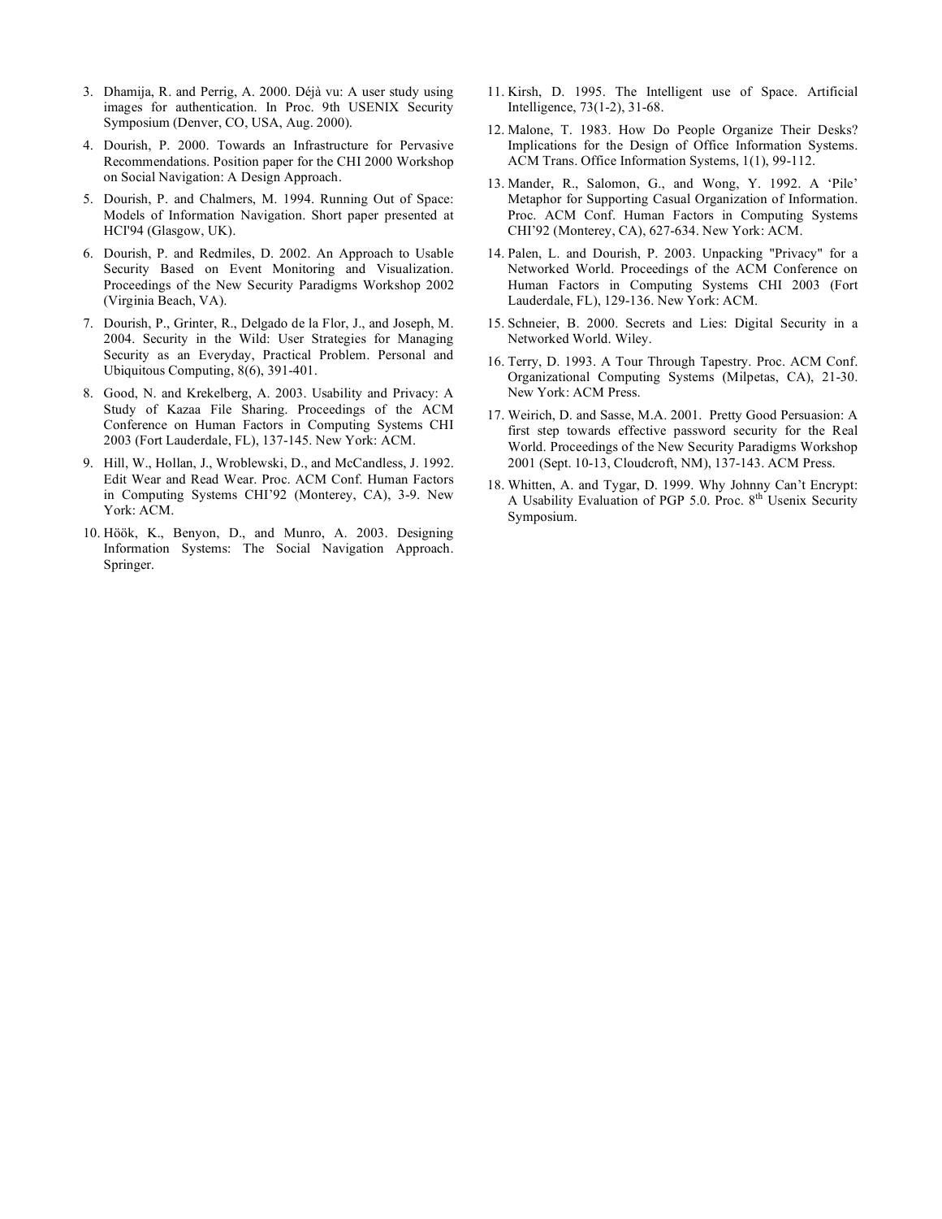3. Dhamija, R. and Perrig, A. 2000. Déjà vu: A user study using images for authentication. In Proc. 9th USENIX Security Symposium (Denver, CO, USA, Aug. 2000).
4. Dourish, P. 2000. Towards an Infrastructure for Pervasive Recommendations. Position paper for the CHI 2000 Workshop on Social Navigation: A Design Approach.
5. Dourish, P. and Chalmers, M. 1994. Running Out of Space: Models of Information Navigation. Short paper presented at HCI'94 (Glasgow, UK).
6. Dourish, P. and Redmiles, D. 2002. An Approach to Usable Security Based on Event Monitoring and Visualization. Proceedings of the New Security Paradigms Workshop 2002 (Virginia Beach, VA).
7. Dourish, P., Grinter, R., Delgado de la Flor, J., and Joseph, M. 2004. Security in the Wild: User Strategies for Managing Security as an Everyday, Practical Problem. Personal and Ubiquitous Computing, 8(6), 391-401.
8. Good, N. and Krekelberg, A. 2003. Usability and Privacy: A Study of Kazaa File Sharing. Proceedings of the ACM Conference on Human Factors in Computing Systems CHI 2003 (Fort Lauderdale, FL), 137-145. New York: ACM.
9. Hill, W., Hollan, J., Wroblewski, D., and McCandless, J. 1992. Edit Wear and Read Wear. Proc. ACM Conf. Human Factors in Computing Systems CHI'92 (Monterey, CA), 3-9. New York: ACM.
10. Höök, K., Benyon, D., and Munro, A. 2003. Designing Information Systems: The Social Navigation Approach. Springer.
11. Kirsh, D. 1995. The Intelligent use of Space. Artificial Intelligence, 73(1-2), 31-68.
12. Malone, T. 1983. How Do People Organize Their Desks? Implications for the Design of Office Information Systems. ACM Trans. Office Information Systems, 1(1), 99-112.
13. Mander, R., Salomon, G., and Wong, Y. 1992. A 'Pile' Metaphor for Supporting Casual Organization of Information. Proc. ACM Conf. Human Factors in Computing Systems CHI'92 (Monterey, CA), 627-634. New York: ACM.
14. Palen, L. and Dourish, P. 2003. Unpacking "Privacy" for a Networked World. Proceedings of the ACM Conference on Human Factors in Computing Systems CHI 2003 (Fort Lauderdale, FL), 129-136. New York: ACM.
15. Schneier, B. 2000. Secrets and Lies: Digital Security in a Networked World. Wiley.
16. Terry, D. 1993. A Tour Through Tapestry. Proc. ACM Conf. Organizational Computing Systems (Milpetas, CA), 21-30. New York: ACM Press.
17. Weirich, D. and Sasse, M.A. 2001. Pretty Good Persuasion: A first step towards effective password security for the Real World. Proceedings of the New Security Paradigms Workshop 2001 (Sept. 10-13, Cloudcroft, NM), 137-143. ACM Press.
18. Whitten, A. and Tygar, D. 1999. Why Johnny Can't Encrypt: A Usability Evaluation of PGP 5.0. Proc. 8th Usenix Security Symposium.